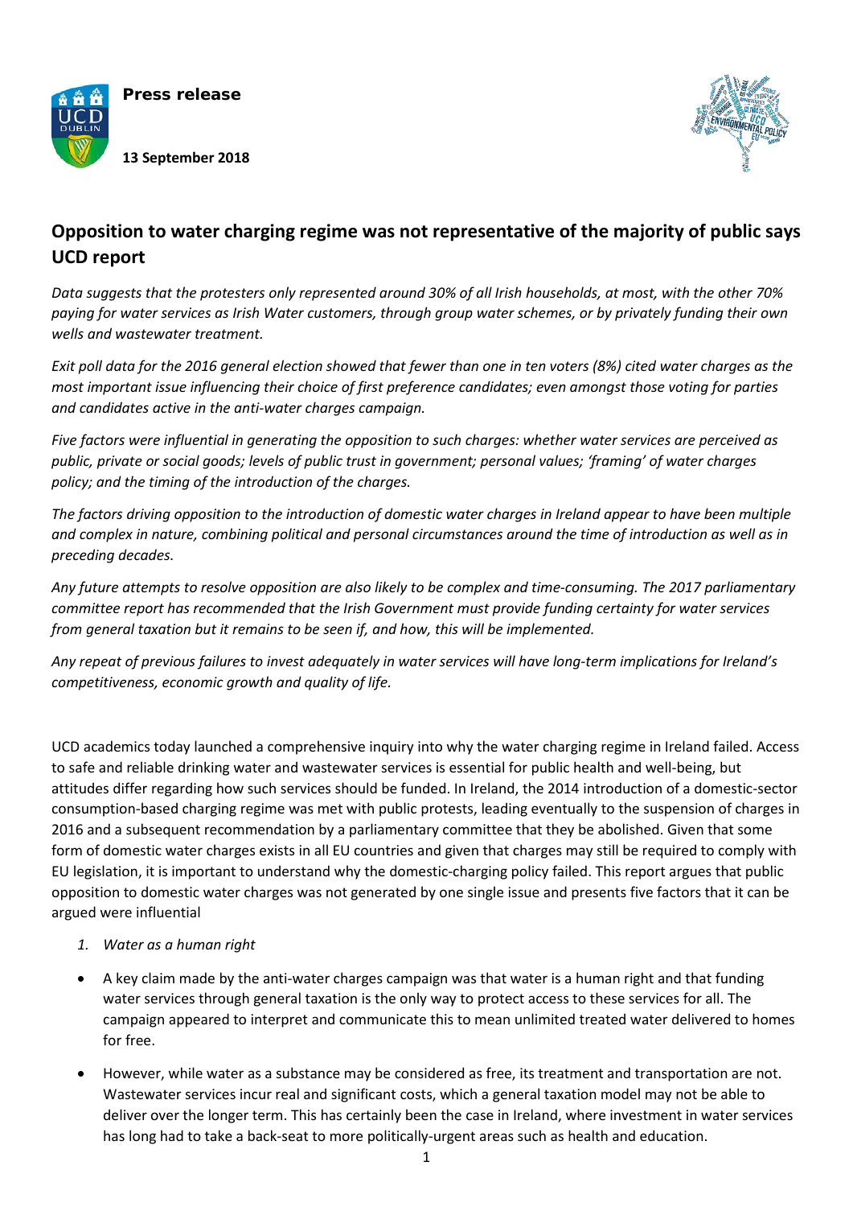**Press release**

**13 September 2018**

## Opposition to water charging regime was not representative of the majority of public says UCD report

*Data suggests that the protesters only represented around 30% of all Irish households, at most, with the other 70% paying for water services as Irish Water customers, through group water schemes, or by privately funding their own wells and wastewater treatment.*

*Exit poll data for the 2016 general election showed that fewer than one in ten voters (8%) cited water charges as the most important issue influencing their choice of first preference candidates; even amongst those voting for parties and candidates active in the anti-water charges campaign.*

*Five factors were influential in generating the opposition to such charges: whether water services are perceived as public, private or social goods; levels of public trust in government; personal values; 'framing' of water charges policy; and the timing of the introduction of the charges.*

*The factors driving opposition to the introduction of domestic water charges in Ireland appear to have been multiple and complex in nature, combining political and personal circumstances around the time of introduction as well as in preceding decades.*

*Any future attempts to resolve opposition are also likely to be complex and time-consuming. The 2017 parliamentary committee report has recommended that the Irish Government must provide funding certainty for water services from general taxation but it remains to be seen if, and how, this will be implemented.*

*Any repeat of previous failures to invest adequately in water services will have long-term implications for Ireland's competitiveness, economic growth and quality of life.*

UCD academics today launched a comprehensive inquiry into why the water charging regime in Ireland failed. Access to safe and reliable drinking water and wastewater services is essential for public health and well-being, but attitudes differ regarding how such services should be funded. In Ireland, the 2014 introduction of a domestic-sector consumption-based charging regime was met with public protests, leading eventually to the suspension of charges in 2016 and a subsequent recommendation by a parliamentary committee that they be abolished. Given that some form of domestic water charges exists in all EU countries and given that charges may still be required to comply with EU legislation, it is important to understand why the domestic-charging policy failed. This report argues that public opposition to domestic water charges was not generated by one single issue and presents five factors that it can be argued were influential

1. *Water as a human right*

- A key claim made by the anti-water charges campaign was that water is a human right and that funding water services through general taxation is the only way to protect access to these services for all. The campaign appeared to interpret and communicate this to mean unlimited treated water delivered to homes for free.
- However, while water as a substance may be considered as free, its treatment and transportation are not. Wastewater services incur real and significant costs, which a general taxation model may not be able to deliver over the longer term. This has certainly been the case in Ireland, where investment in water services has long had to take a back-seat to more politically-urgent areas such as health and education.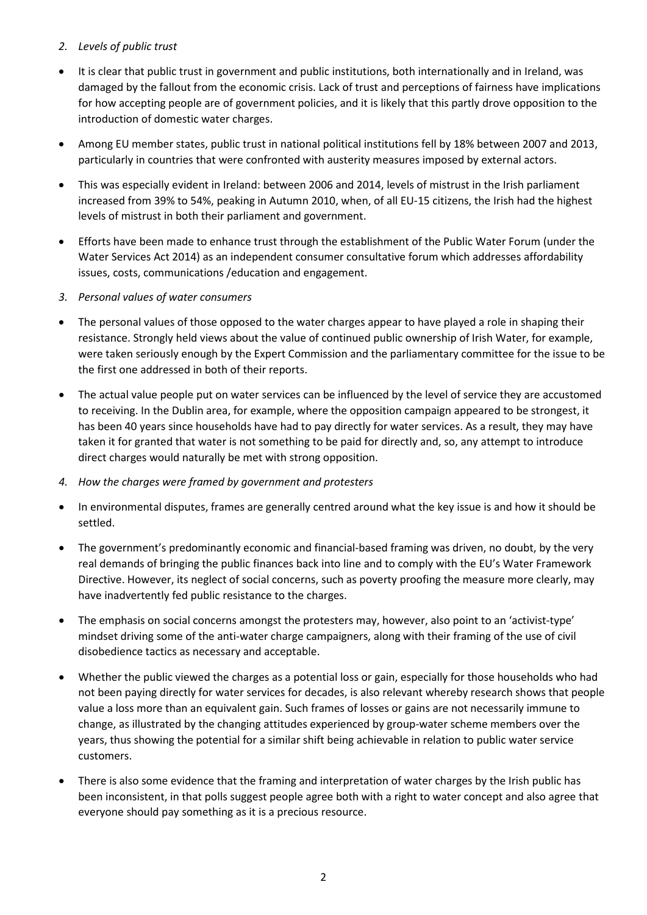*2. Levels of public trust*

- It is clear that public trust in government and public institutions, both internationally and in Ireland, was damaged by the fallout from the economic crisis. Lack of trust and perceptions of fairness have implications for how accepting people are of government policies, and it is likely that this partly drove opposition to the introduction of domestic water charges.
- Among EU member states, public trust in national political institutions fell by 18% between 2007 and 2013, particularly in countries that were confronted with austerity measures imposed by external actors.
- This was especially evident in Ireland: between 2006 and 2014, levels of mistrust in the Irish parliament increased from 39% to 54%, peaking in Autumn 2010, when, of all EU-15 citizens, the Irish had the highest levels of mistrust in both their parliament and government.
- Efforts have been made to enhance trust through the establishment of the Public Water Forum (under the Water Services Act 2014) as an independent consumer consultative forum which addresses affordability issues, costs, communications /education and engagement.

*3. Personal values of water consumers*

- The personal values of those opposed to the water charges appear to have played a role in shaping their resistance. Strongly held views about the value of continued public ownership of Irish Water, for example, were taken seriously enough by the Expert Commission and the parliamentary committee for the issue to be the first one addressed in both of their reports.
- The actual value people put on water services can be influenced by the level of service they are accustomed to receiving. In the Dublin area, for example, where the opposition campaign appeared to be strongest, it has been 40 years since households have had to pay directly for water services. As a result, they may have taken it for granted that water is not something to be paid for directly and, so, any attempt to introduce direct charges would naturally be met with strong opposition.

*4. How the charges were framed by government and protesters*

- In environmental disputes, frames are generally centred around what the key issue is and how it should be settled.
- The government's predominantly economic and financial-based framing was driven, no doubt, by the very real demands of bringing the public finances back into line and to comply with the EU's Water Framework Directive. However, its neglect of social concerns, such as poverty proofing the measure more clearly, may have inadvertently fed public resistance to the charges.
- The emphasis on social concerns amongst the protesters may, however, also point to an 'activist-type' mindset driving some of the anti-water charge campaigners, along with their framing of the use of civil disobedience tactics as necessary and acceptable.
- Whether the public viewed the charges as a potential loss or gain, especially for those households who had not been paying directly for water services for decades, is also relevant whereby research shows that people value a loss more than an equivalent gain. Such frames of losses or gains are not necessarily immune to change, as illustrated by the changing attitudes experienced by group-water scheme members over the years, thus showing the potential for a similar shift being achievable in relation to public water service customers.
- There is also some evidence that the framing and interpretation of water charges by the Irish public has been inconsistent, in that polls suggest people agree both with a right to water concept and also agree that everyone should pay something as it is a precious resource.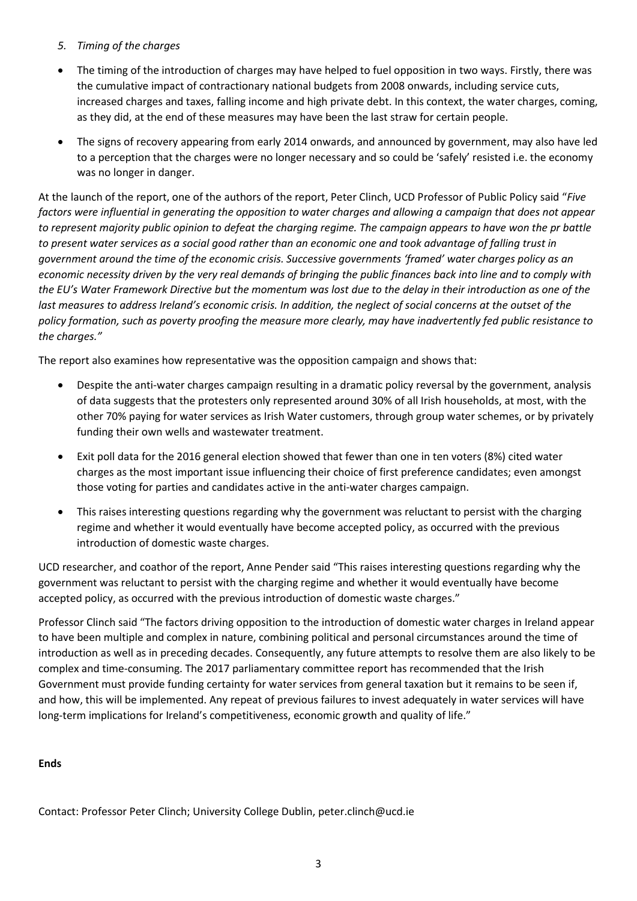5. *Timing of the charges*

- The timing of the introduction of charges may have helped to fuel opposition in two ways. Firstly, there was the cumulative impact of contractionary national budgets from 2008 onwards, including service cuts, increased charges and taxes, falling income and high private debt. In this context, the water charges, coming, as they did, at the end of these measures may have been the last straw for certain people.
- The signs of recovery appearing from early 2014 onwards, and announced by government, may also have led to a perception that the charges were no longer necessary and so could be 'safely' resisted i.e. the economy was no longer in danger.

At the launch of the report, one of the authors of the report, Peter Clinch, UCD Professor of Public Policy said "*Five factors were influential in generating the opposition to water charges and allowing a campaign that does not appear to represent majority public opinion to defeat the charging regime. The campaign appears to have won the pr battle to present water services as a social good rather than an economic one and took advantage of falling trust in government around the time of the economic crisis. Successive governments 'framed' water charges policy as an economic necessity driven by the very real demands of bringing the public finances back into line and to comply with the EU's Water Framework Directive but the momentum was lost due to the delay in their introduction as one of the last measures to address Ireland's economic crisis. In addition, the neglect of social concerns at the outset of the policy formation, such as poverty proofing the measure more clearly, may have inadvertently fed public resistance to the charges.*"

The report also examines how representative was the opposition campaign and shows that:

- Despite the anti-water charges campaign resulting in a dramatic policy reversal by the government, analysis of data suggests that the protesters only represented around 30% of all Irish households, at most, with the other 70% paying for water services as Irish Water customers, through group water schemes, or by privately funding their own wells and wastewater treatment.
- Exit poll data for the 2016 general election showed that fewer than one in ten voters (8%) cited water charges as the most important issue influencing their choice of first preference candidates; even amongst those voting for parties and candidates active in the anti-water charges campaign.
- This raises interesting questions regarding why the government was reluctant to persist with the charging regime and whether it would eventually have become accepted policy, as occurred with the previous introduction of domestic waste charges.

UCD researcher, and coathor of the report, Anne Pender said "This raises interesting questions regarding why the government was reluctant to persist with the charging regime and whether it would eventually have become accepted policy, as occurred with the previous introduction of domestic waste charges."

Professor Clinch said "The factors driving opposition to the introduction of domestic water charges in Ireland appear to have been multiple and complex in nature, combining political and personal circumstances around the time of introduction as well as in preceding decades. Consequently, any future attempts to resolve them are also likely to be complex and time-consuming. The 2017 parliamentary committee report has recommended that the Irish Government must provide funding certainty for water services from general taxation but it remains to be seen if, and how, this will be implemented. Any repeat of previous failures to invest adequately in water services will have long-term implications for Ireland's competitiveness, economic growth and quality of life."

**Ends**

Contact: Professor Peter Clinch; University College Dublin, peter.clinch@ucd.ie